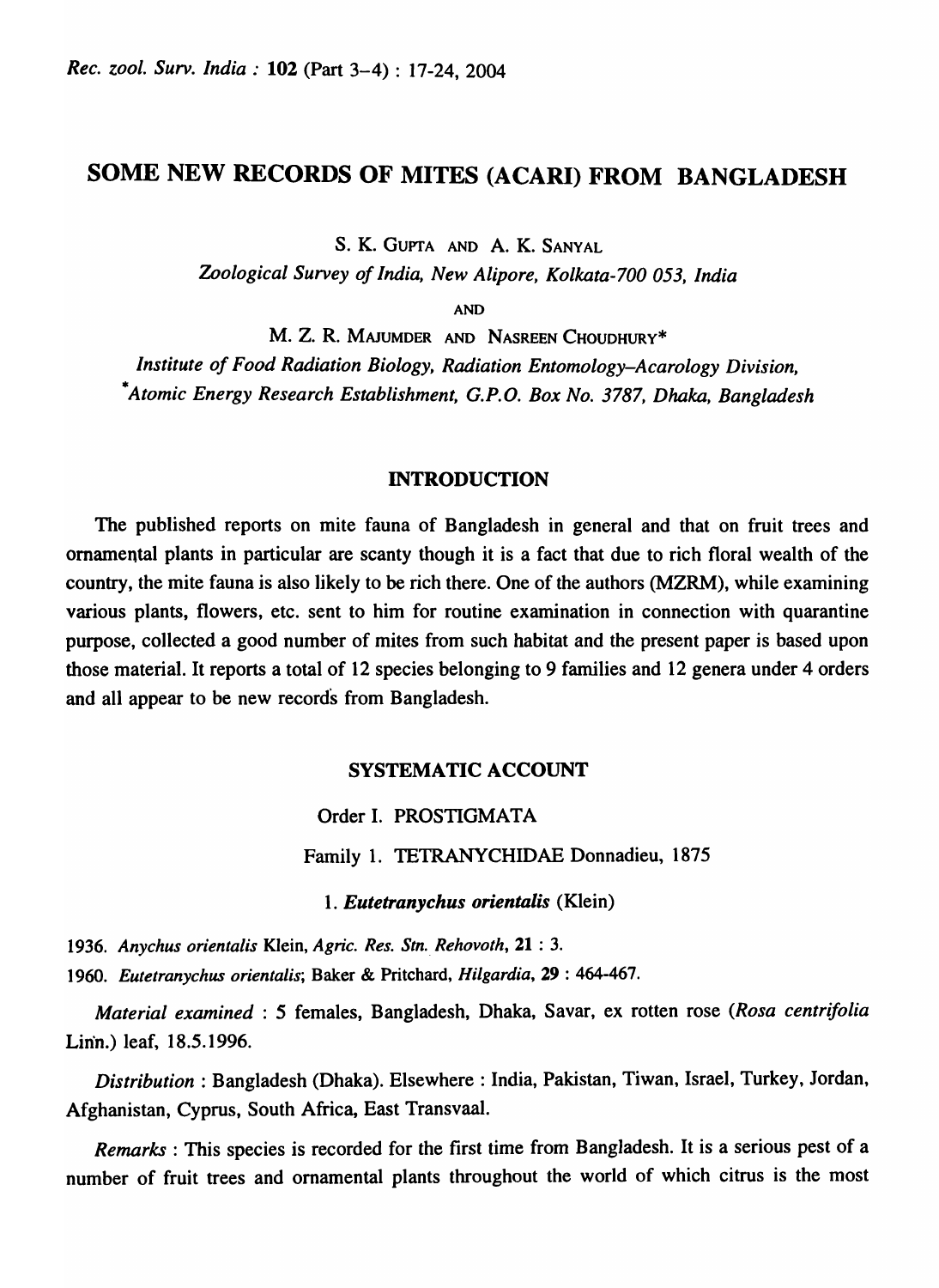# SOME NEW RECORDS OF MITES (ACARI) FROM BANGLADESH

S. K. GUPTA AND A. K. SANYAL

*Zoological Survey of India, New Alipore, Kolkata-700 053, India*

AND

M. Z. R. MAJUMDER AND NASREEN CHOUDHURY*

*Institute of Food Radiation Biology, Radiation Entomology–Acarology Division,*
*\*Atomic Energy Research Establishment, G.P.O. Box No. 3787, Dhaka, Bangladesh*

## INTRODUCTION

The published reports on mite fauna of Bangladesh in general and that on fruit trees and ornamental plants in particular are scanty though it is a fact that due to rich floral wealth of the country, the mite fauna is also likely to be rich there. One of the authors (MZRM), while examining various plants, flowers, etc. sent to him for routine examination in connection with quarantine purpose, collected a good number of mites from such habitat and the present paper is based upon those material. It reports a total of 12 species belonging to 9 families and 12 genera under 4 orders and all appear to be new records from Bangladesh.

## SYSTEMATIC ACCOUNT

### Order I. PROSTIGMATA

#### Family 1. TETRANYCHIDAE Donnadieu, 1875

##### 1. *Eutetranychus orientalis* (Klein)

1936. *Anychus orientalis* Klein, *Agric. Res. Stn. Rehovoth*, **21** : 3.

1960. *Eutetranychus orientalis*; Baker & Pritchard, *Hilgardia*, **29** : 464-467.

*Material examined* : 5 females, Bangladesh, Dhaka, Savar, ex rotten rose (*Rosa centrifolia* Linn.) leaf, 18.5.1996.

*Distribution* : Bangladesh (Dhaka). Elsewhere : India, Pakistan, Tiwan, Israel, Turkey, Jordan, Afghanistan, Cyprus, South Africa, East Transvaal.

*Remarks* : This species is recorded for the first time from Bangladesh. It is a serious pest of a number of fruit trees and ornamental plants throughout the world of which citrus is the most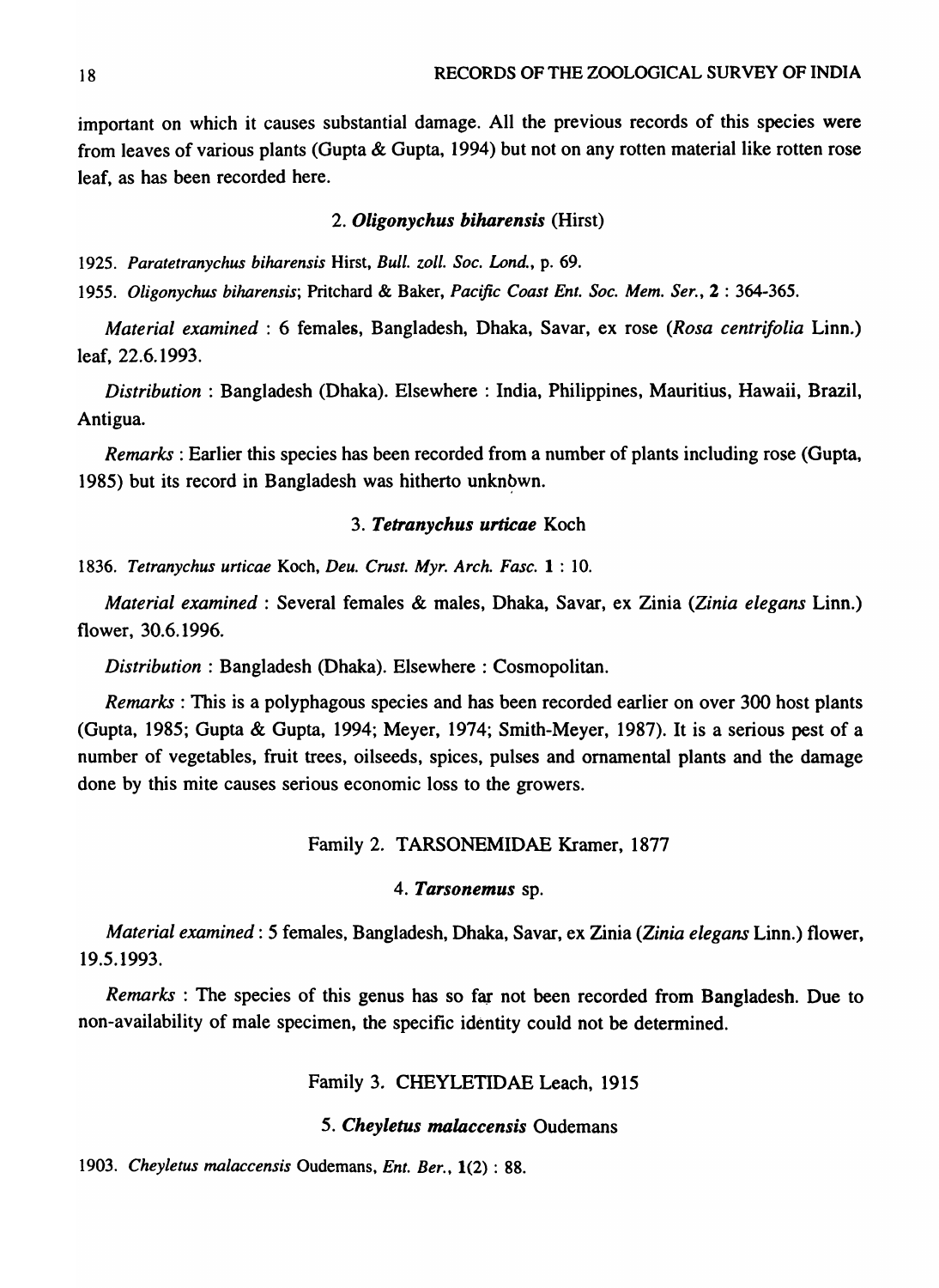important on which it causes substantial damage. All the previous records of this species were from leaves of various plants (Gupta & Gupta, 1994) but not on any rotten material like rotten rose leaf, as has been recorded here.

### 2. *Oligonychus biharensis* (Hirst)

1925. *Paratetranychus biharensis* Hirst, *Bull. zoll. Soc. Lond.*, p. 69.

1955. *Oligonychus biharensis*; Pritchard & Baker, *Pacific Coast Ent. Soc. Mem. Ser.*, **2** : 364-365.

*Material examined* : 6 females, Bangladesh, Dhaka, Savar, ex rose (*Rosa centrifolia* Linn.) leaf, 22.6.1993.

*Distribution* : Bangladesh (Dhaka). Elsewhere : India, Philippines, Mauritius, Hawaii, Brazil, Antigua.

*Remarks* : Earlier this species has been recorded from a number of plants including rose (Gupta, 1985) but its record in Bangladesh was hitherto unknown.

### 3. *Tetranychus urticae* Koch

1836. *Tetranychus urticae* Koch, *Deu. Crust. Myr. Arch. Fasc.* **1** : 10.

*Material examined* : Several females & males, Dhaka, Savar, ex Zinia (*Zinia elegans* Linn.) flower, 30.6.1996.

*Distribution* : Bangladesh (Dhaka). Elsewhere : Cosmopolitan.

*Remarks* : This is a polyphagous species and has been recorded earlier on over 300 host plants (Gupta, 1985; Gupta & Gupta, 1994; Meyer, 1974; Smith-Meyer, 1987). It is a serious pest of a number of vegetables, fruit trees, oilseeds, spices, pulses and ornamental plants and the damage done by this mite causes serious economic loss to the growers.

## Family 2. TARSONEMIDAE Kramer, 1877

### 4. *Tarsonemus* sp.

*Material examined* : 5 females, Bangladesh, Dhaka, Savar, ex Zinia (*Zinia elegans* Linn.) flower, 19.5.1993.

*Remarks* : The species of this genus has so far not been recorded from Bangladesh. Due to non-availability of male specimen, the specific identity could not be determined.

## Family 3. CHEYLETIDAE Leach, 1915

### 5. *Cheyletus malaccensis* Oudemans

1903. *Cheyletus malaccensis* Oudemans, *Ent. Ber.*, **1**(2) : 88.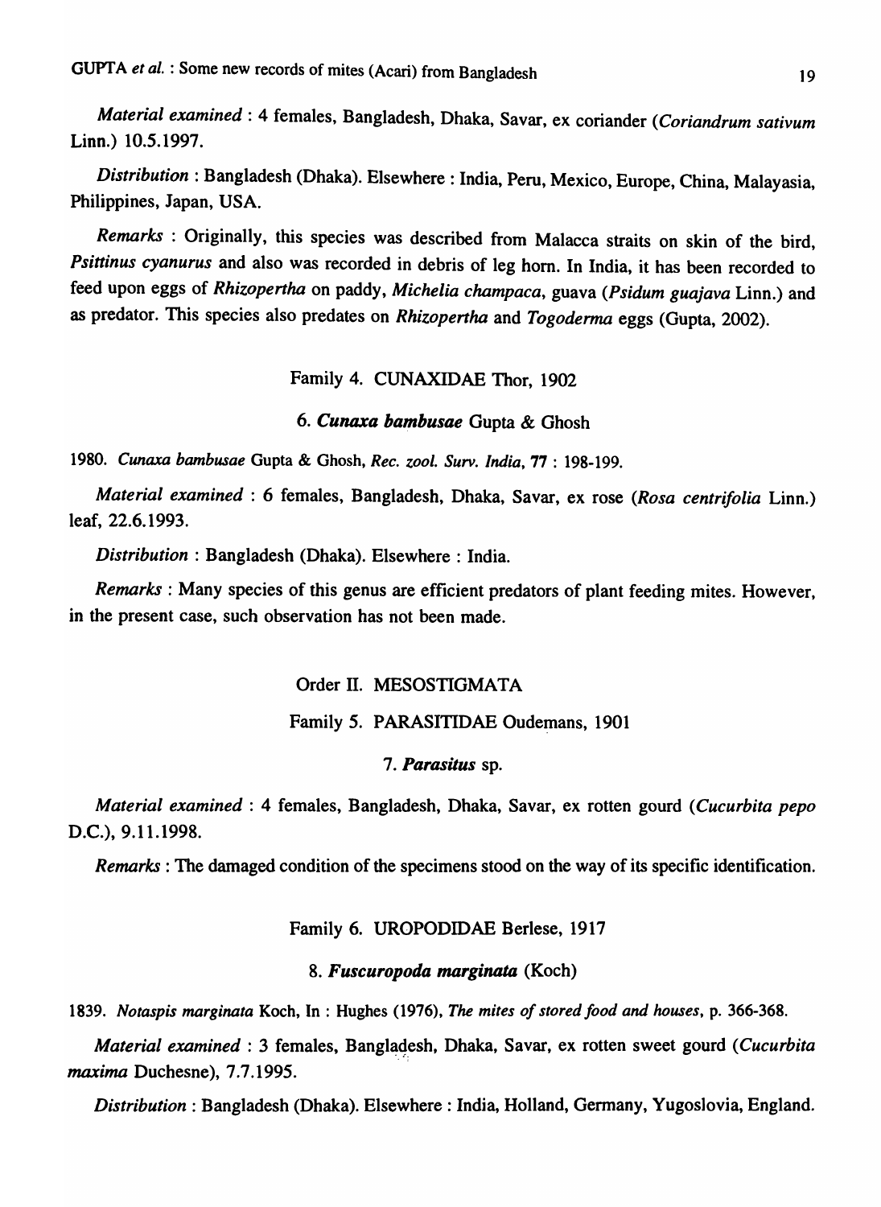*Material examined* : 4 females, Bangladesh, Dhaka, Savar, ex coriander (*Coriandrum sativum* Linn.) 10.5.1997.

*Distribution* : Bangladesh (Dhaka). Elsewhere : India, Peru, Mexico, Europe, China, Malayasia, Philippines, Japan, USA.

*Remarks* : Originally, this species was described from Malacca straits on skin of the bird, *Psittinus cyanurus* and also was recorded in debris of leg horn. In India, it has been recorded to feed upon eggs of *Rhizopertha* on paddy, *Michelia champaca*, guava (*Psidum guajava* Linn.) and as predator. This species also predates on *Rhizopertha* and *Togoderma* eggs (Gupta, 2002).

### Family 4. CUNAXIDAE Thor, 1902

#### 6. *Cunaxa bambusae* Gupta & Ghosh

1980. *Cunaxa bambusae* Gupta & Ghosh, *Rec. zool. Surv. India*, **77** : 198-199.

*Material examined* : 6 females, Bangladesh, Dhaka, Savar, ex rose (*Rosa centrifolia* Linn.) leaf, 22.6.1993.

*Distribution* : Bangladesh (Dhaka). Elsewhere : India.

*Remarks* : Many species of this genus are efficient predators of plant feeding mites. However, in the present case, such observation has not been made.

## Order II. MESOSTIGMATA

### Family 5. PARASITIDAE Oudemans, 1901

#### 7. *Parasitus* sp.

*Material examined* : 4 females, Bangladesh, Dhaka, Savar, ex rotten gourd (*Cucurbita pepo* D.C.), 9.11.1998.

*Remarks* : The damaged condition of the specimens stood on the way of its specific identification.

### Family 6. UROPODIDAE Berlese, 1917

#### 8. *Fuscuropoda marginata* (Koch)

1839. *Notaspis marginata* Koch, In : Hughes (1976), *The mites of stored food and houses*, p. 366-368.

*Material examined* : 3 females, Bangladesh, Dhaka, Savar, ex rotten sweet gourd (*Cucurbita maxima* Duchesne), 7.7.1995.

*Distribution* : Bangladesh (Dhaka). Elsewhere : India, Holland, Germany, Yugoslovia, England.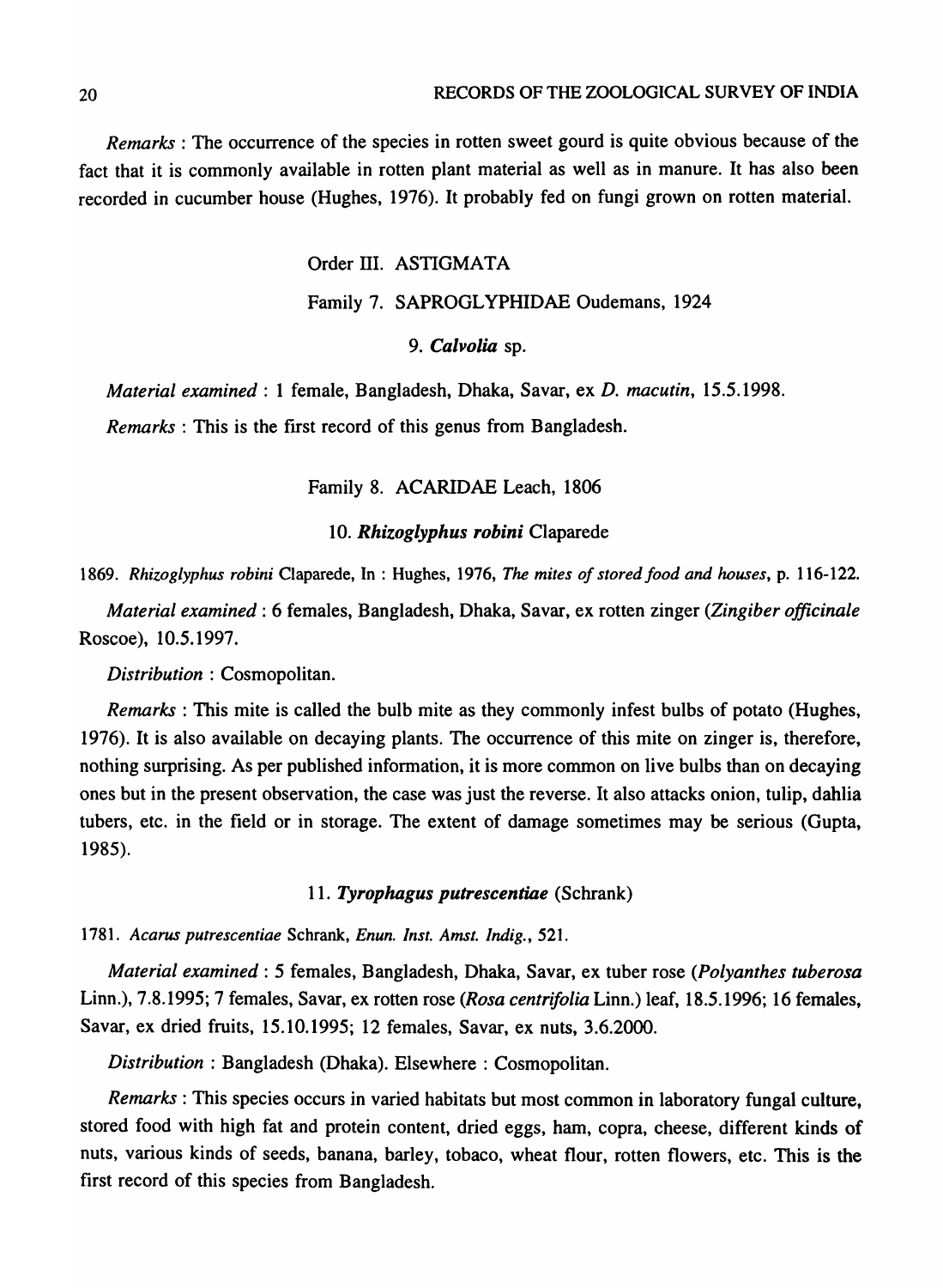*Remarks* : The occurrence of the species in rotten sweet gourd is quite obvious because of the fact that it is commonly available in rotten plant material as well as in manure. It has also been recorded in cucumber house (Hughes, 1976). It probably fed on fungi grown on rotten material.

## Order III. ASTIGMATA

### Family 7. SAPROGLYPHIDAE Oudemans, 1924

#### 9. *Calvolia* sp.

*Material examined* : 1 female, Bangladesh, Dhaka, Savar, ex *D. macutin*, 15.5.1998.

*Remarks* : This is the first record of this genus from Bangladesh.

### Family 8. ACARIDAE Leach, 1806

#### 10. *Rhizoglyphus robini* Claparede

1869. *Rhizoglyphus robini* Claparede, In : Hughes, 1976, *The mites of stored food and houses*, p. 116-122.

*Material examined* : 6 females, Bangladesh, Dhaka, Savar, ex rotten zinger (*Zingiber officinale* Roscoe), 10.5.1997.

*Distribution* : Cosmopolitan.

*Remarks* : This mite is called the bulb mite as they commonly infest bulbs of potato (Hughes, 1976). It is also available on decaying plants. The occurrence of this mite on zinger is, therefore, nothing surprising. As per published information, it is more common on live bulbs than on decaying ones but in the present observation, the case was just the reverse. It also attacks onion, tulip, dahlia tubers, etc. in the field or in storage. The extent of damage sometimes may be serious (Gupta, 1985).

#### 11. *Tyrophagus putrescentiae* (Schrank)

1781. *Acarus putrescentiae* Schrank, *Enun. Inst. Amst. Indig.*, 521.

*Material examined* : 5 females, Bangladesh, Dhaka, Savar, ex tuber rose (*Polyanthes tuberosa* Linn.), 7.8.1995; 7 females, Savar, ex rotten rose (*Rosa centrifolia* Linn.) leaf, 18.5.1996; 16 females, Savar, ex dried fruits, 15.10.1995; 12 females, Savar, ex nuts, 3.6.2000.

*Distribution* : Bangladesh (Dhaka). Elsewhere : Cosmopolitan.

*Remarks* : This species occurs in varied habitats but most common in laboratory fungal culture, stored food with high fat and protein content, dried eggs, ham, copra, cheese, different kinds of nuts, various kinds of seeds, banana, barley, tobaco, wheat flour, rotten flowers, etc. This is the first record of this species from Bangladesh.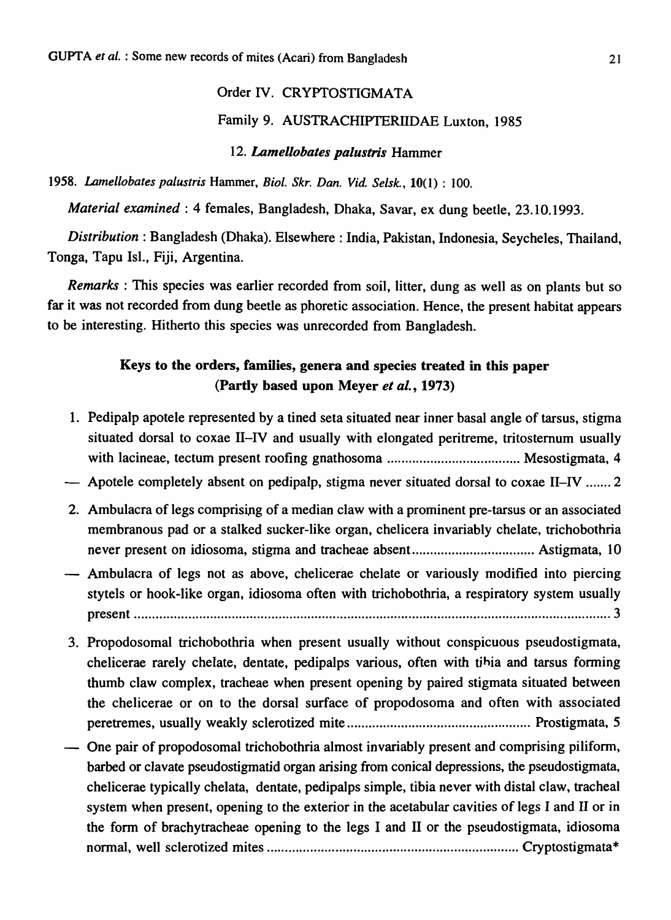## Order IV. CRYPTOSTIGMATA

### Family 9. AUSTRACHIPTERIIDAE Luxton, 1985

#### 12. *Lamellobates palustris* Hammer

1958. *Lamellobates palustris* Hammer, *Biol. Skr. Dan. Vid. Selsk.*, **10**(1) : 100.

*Material examined* : 4 females, Bangladesh, Dhaka, Savar, ex dung beetle, 23.10.1993.

*Distribution* : Bangladesh (Dhaka). Elsewhere : India, Pakistan, Indonesia, Seycheles, Thailand, Tonga, Tapu Isl., Fiji, Argentina.

*Remarks* : This species was earlier recorded from soil, litter, dung as well as on plants but so far it was not recorded from dung beetle as phoretic association. Hence, the present habitat appears to be interesting. Hitherto this species was unrecorded from Bangladesh.

## Keys to the orders, families, genera and species treated in this paper (Partly based upon Meyer *et al.*, 1973)

1. Pedipalp apotele represented by a tined seta situated near inner basal angle of tarsus, stigma situated dorsal to coxae II–IV and usually with elongated peritreme, tritosternum usually with lacineae, tectum present roofing gnathosoma .................................... Mesostigmata, 4

— Apotele completely absent on pedipalp, stigma never situated dorsal to coxae II–IV ....... 2

2. Ambulacra of legs comprising of a median claw with a prominent pre-tarsus or an associated membranous pad or a stalked sucker-like organ, chelicera invariably chelate, trichobothria never present on idiosoma, stigma and tracheae absent ................................. Astigmata, 10

— Ambulacra of legs not as above, chelicerae chelate or variously modified into piercing stytels or hook-like organ, idiosoma often with trichobothria, a respiratory system usually present ..................................................................................................................... 3

3. Propodosomal trichobothria when present usually without conspicuous pseudostigmata, chelicerae rarely chelate, dentate, pedipalps various, often with tibia and tarsus forming thumb claw complex, tracheae when present opening by paired stigmata situated between the chelicerae or on to the dorsal surface of propodosoma and often with associated peretremes, usually weakly sclerotized mite .................................................. Prostigmata, 5

— One pair of propodosomal trichobothria almost invariably present and comprising piliform, barbed or clavate pseudostigmatid organ arising from conical depressions, the pseudostigmata, chelicerae typically chelata, dentate, pedipalps simple, tibia never with distal claw, tracheal system when present, opening to the exterior in the acetabular cavities of legs I and II or in the form of brachytracheae opening to the legs I and II or the pseudostigmata, idiosoma normal, well sclerotized mites ..................................................................... Cryptostigmata*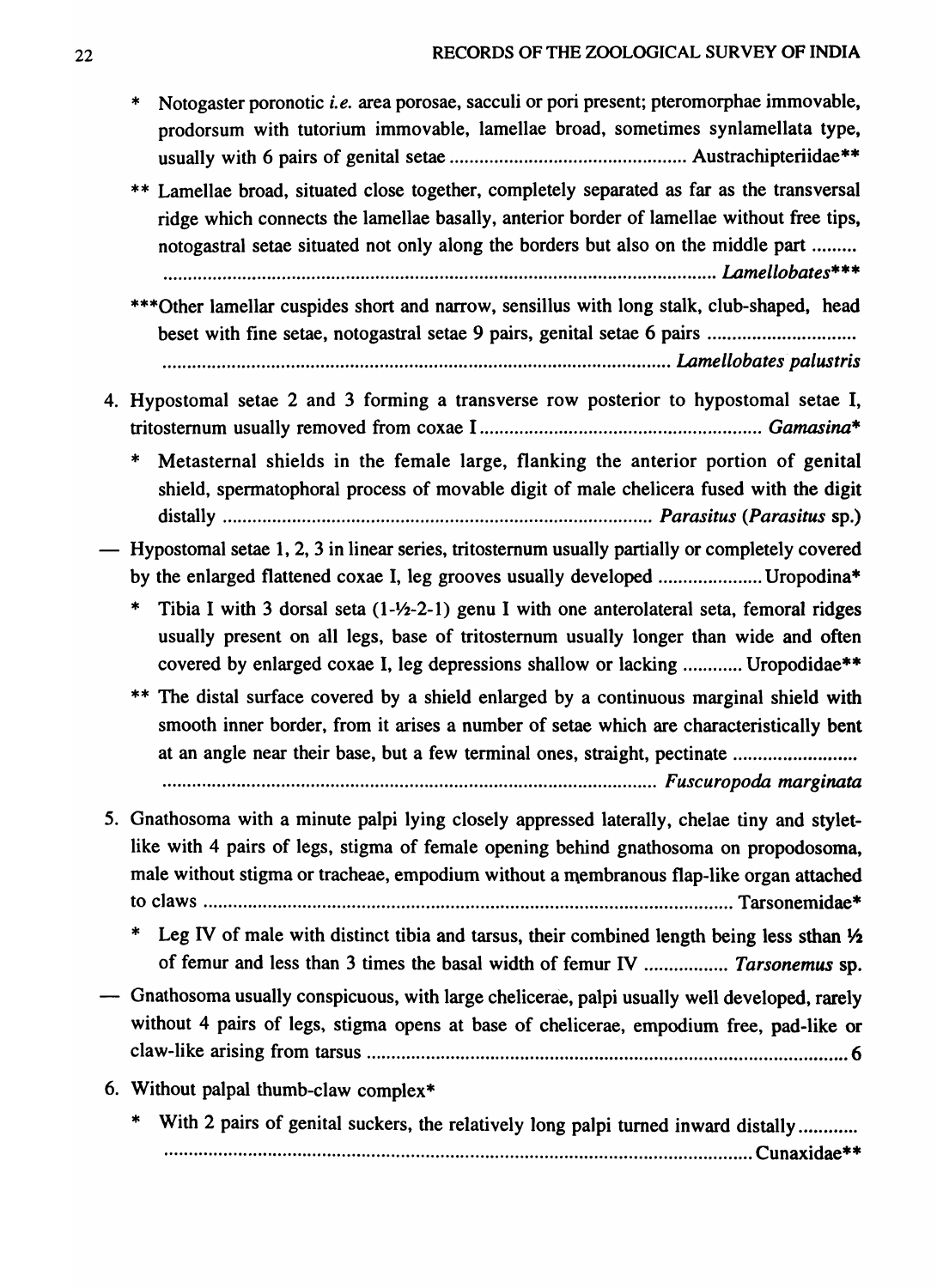- \* Notogaster poronotic *i.e.* area porosae, sacculi or pori present; pteromorphae immovable, prodorsum with tutorium immovable, lamellae broad, sometimes synlamellata type, usually with 6 pairs of genital setae ............................................... Austrachipteriidae\*\*

- \*\* Lamellae broad, situated close together, completely separated as far as the transversal ridge which connects the lamellae basally, anterior border of lamellae without free tips, notogastral setae situated not only along the borders but also on the middle part ......... ................................................................................................................ *Lamellobates*\*\*\*

- \*\*\*Other lamellar cuspides short and narrow, sensillus with long stalk, club-shaped, head beset with fine setae, notogastral setae 9 pairs, genital setae 6 pairs .............................. ...................................................................................................... *Lamellobates palustris*

4. Hypostomal setae 2 and 3 forming a transverse row posterior to hypostomal setae I, tritosternum usually removed from coxae I ........................................................ *Gamasina*\*

   - \* Metasternal shields in the female large, flanking the anterior portion of genital shield, spermatophoral process of movable digit of male chelicera fused with the digit distally ...................................................................................... *Parasitus* (*Parasitus* sp.)

— Hypostomal setae 1, 2, 3 in linear series, tritosternum usually partially or completely covered by the enlarged flattened coxae I, leg grooves usually developed .................... Uropodina\*

   - \* Tibia I with 3 dorsal seta (1-½-2-1) genu I with one anterolateral seta, femoral ridges usually present on all legs, base of tritosternum usually longer than wide and often covered by enlarged coxae I, leg depressions shallow or lacking ............ Uropodidae\*\*

   - \*\* The distal surface covered by a shield enlarged by a continuous marginal shield with smooth inner border, from it arises a number of setae which are characteristically bent at an angle near their base, but a few terminal ones, straight, pectinate ......................... ................................................................................................... *Fuscuropoda marginata*

5. Gnathosoma with a minute palpi lying closely appressed laterally, chelae tiny and stylet-like with 4 pairs of legs, stigma of female opening behind gnathosoma on propodosoma, male without stigma or tracheae, empodium without a membranous flap-like organ attached to claws ........................................................................................................ Tarsonemidae\*

   - \* Leg IV of male with distinct tibia and tarsus, their combined length being less sthan ½ of femur and less than 3 times the basal width of femur IV ................ *Tarsonemus* sp.

— Gnathosoma usually conspicuous, with large chelicerae, palpi usually well developed, rarely without 4 pairs of legs, stigma opens at base of chelicerae, empodium free, pad-like or claw-like arising from tarsus ................................................................................................ 6

6. Without palpal thumb-claw complex\*

   - \* With 2 pairs of genital suckers, the relatively long palpi turned inward distally............ ........................................................................................................................ Cunaxidae\*\*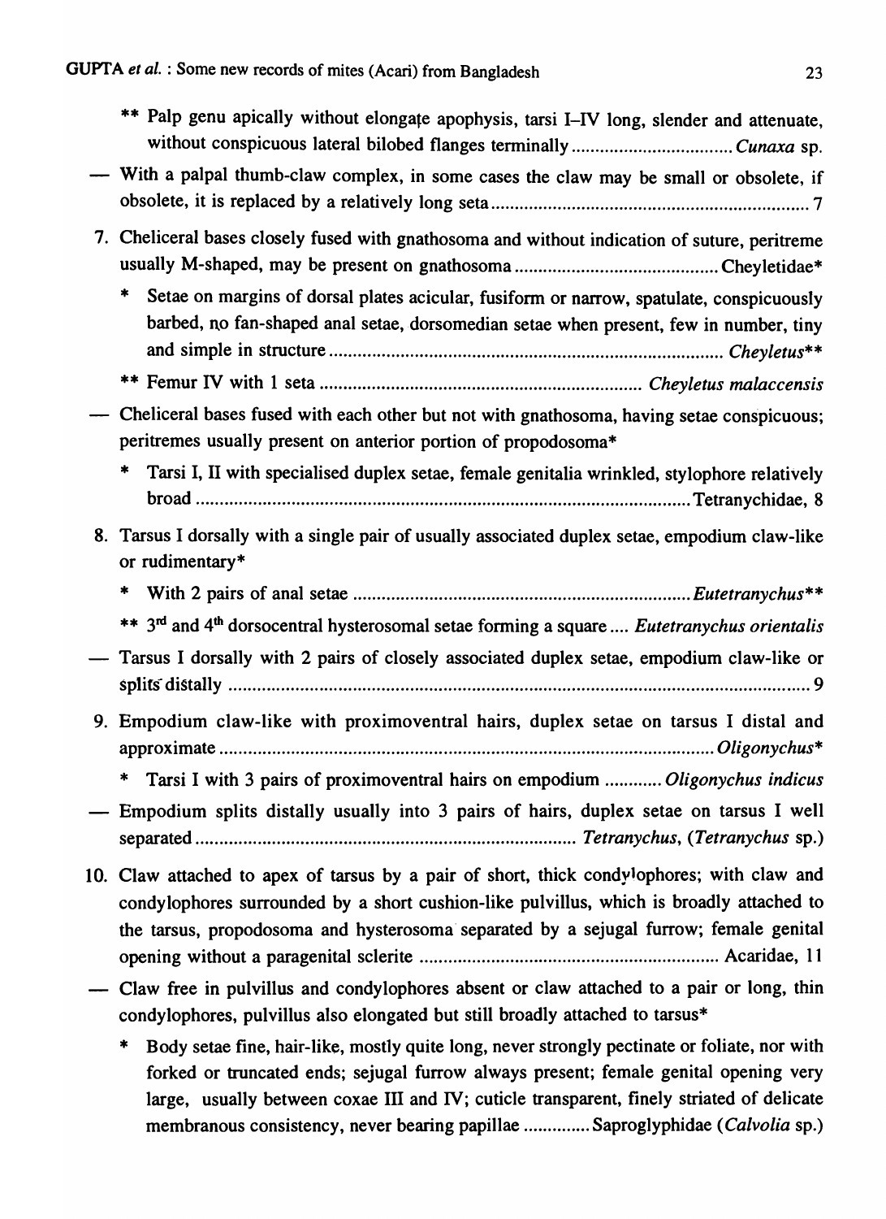** Palp genu apically without elongate apophysis, tarsi I–IV long, slender and attenuate, without conspicuous lateral bilobed flanges terminally .................................. *Cunaxa* sp.

— With a palpal thumb-claw complex, in some cases the claw may be small or obsolete, if obsolete, it is replaced by a relatively long seta .................................................................. 7

7. Cheliceral bases closely fused with gnathosoma and without indication of suture, peritreme usually M-shaped, may be present on gnathosoma ........................................... Cheyletidae*

   * Setae on margins of dorsal plates acicular, fusiform or narrow, spatulate, conspicuously barbed, no fan-shaped anal setae, dorsomedian setae when present, few in number, tiny and simple in structure ................................................................................. *Cheyletus***

   ** Femur IV with 1 seta .................................................................. *Cheyletus malaccensis*

— Cheliceral bases fused with each other but not with gnathosoma, having setae conspicuous; peritremes usually present on anterior portion of propodosoma*

   * Tarsi I, II with specialised duplex setae, female genitalia wrinkled, stylophore relatively broad ........................................................................................................ Tetranychidae, 8

8. Tarsus I dorsally with a single pair of usually associated duplex setae, empodium claw-like or rudimentary*

   * With 2 pairs of anal setae ...................................................................... *Eutetranychus***

   ** 3rd and 4th dorsocentral hysterosomal setae forming a square .... *Eutetranychus orientalis*

— Tarsus I dorsally with 2 pairs of closely associated duplex setae, empodium claw-like or splits distally ........................................................................................................................ 9

9. Empodium claw-like with proximoventral hairs, duplex setae on tarsus I distal and approximate ........................................................................................................ *Oligonychus**

   * Tarsi I with 3 pairs of proximoventral hairs on empodium ............ *Oligonychus indicus*

— Empodium splits distally usually into 3 pairs of hairs, duplex setae on tarsus I well separated ................................................................................ *Tetranychus*, (*Tetranychus* sp.)

10. Claw attached to apex of tarsus by a pair of short, thick condylophores; with claw and condylophores surrounded by a short cushion-like pulvillus, which is broadly attached to the tarsus, propodosoma and hysterosoma separated by a sejugal furrow; female genital opening without a paragenital sclerite ............................................................... Acaridae, 11

— Claw free in pulvillus and condylophores absent or claw attached to a pair or long, thin condylophores, pulvillus also elongated but still broadly attached to tarsus*

   * Body setae fine, hair-like, mostly quite long, never strongly pectinate or foliate, nor with forked or truncated ends; sejugal furrow always present; female genital opening very large, usually between coxae III and IV; cuticle transparent, finely striated of delicate membranous consistency, never bearing papillae .............. Saproglyphidae (*Calvolia* sp.)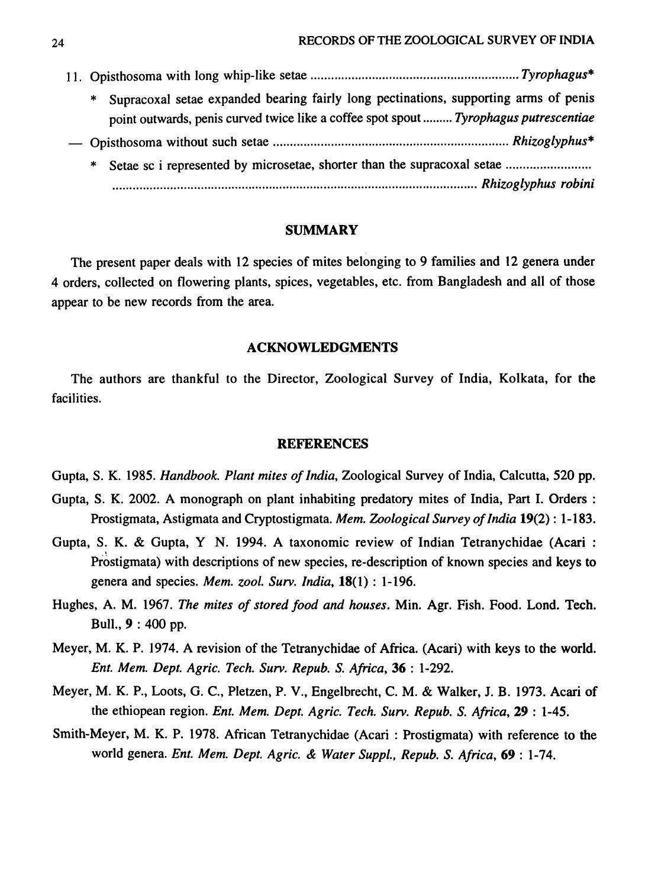11. Opisthosoma with long whip-like setae ............................................................ *Tyrophagus**

   * Supracoxal setae expanded bearing fairly long pectinations, supporting arms of penis point outwards, penis curved twice like a coffee spot spout ......... *Tyrophagus putrescentiae*

— Opisthosoma without such setae ..................................................................... *Rhizoglyphus**

   * Setae sc i represented by microsetae, shorter than the supracoxal setae ......................... ........................................................................................................... *Rhizoglyphus robini*

## SUMMARY

The present paper deals with 12 species of mites belonging to 9 families and 12 genera under 4 orders, collected on flowering plants, spices, vegetables, etc. from Bangladesh and all of those appear to be new records from the area.

## ACKNOWLEDGMENTS

The authors are thankful to the Director, Zoological Survey of India, Kolkata, for the facilities.

## REFERENCES

Gupta, S. K. 1985. *Handbook. Plant mites of India*, Zoological Survey of India, Calcutta, 520 pp.

Gupta, S. K. 2002. A monograph on plant inhabiting predatory mites of India, Part I. Orders : Prostigmata, Astigmata and Cryptostigmata. *Mem. Zoological Survey of India* **19**(2) : 1-183.

Gupta, S. K. & Gupta, Y N. 1994. A taxonomic review of Indian Tetranychidae (Acari : Prostigmata) with descriptions of new species, re-description of known species and keys to genera and species. *Mem. zool. Surv. India*, **18**(1) : 1-196.

Hughes, A. M. 1967. *The mites of stored food and houses*. Min. Agr. Fish. Food. Lond. Tech. Bull., **9** : 400 pp.

Meyer, M. K. P. 1974. A revision of the Tetranychidae of Africa. (Acari) with keys to the world. *Ent. Mem. Dept. Agric. Tech. Surv. Repub. S. Africa*, **36** : 1-292.

Meyer, M. K. P., Loots, G. C., Pletzen, P. V., Engelbrecht, C. M. & Walker, J. B. 1973. Acari of the ethiopean region. *Ent. Mem. Dept. Agric. Tech. Surv. Repub. S. Africa*, **29** : 1-45.

Smith-Meyer, M. K. P. 1978. African Tetranychidae (Acari : Prostigmata) with reference to the world genera. *Ent. Mem. Dept. Agric. & Water Suppl., Repub. S. Africa*, **69** : 1-74.